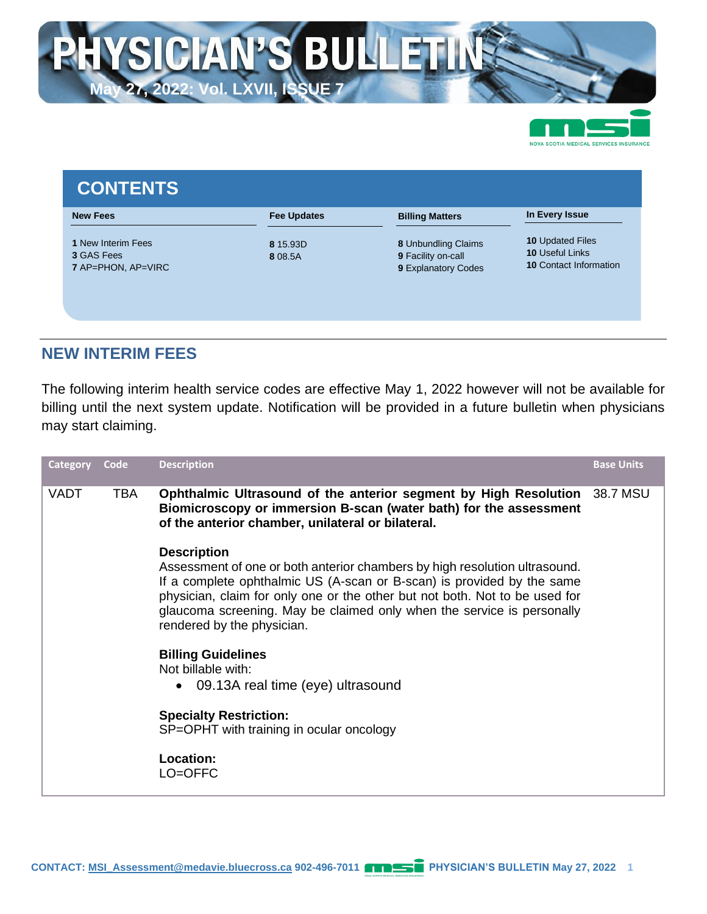# PHYSICIAN'S BULLETIN

**May 27, 2022: Vol. LXVII, ISSUE 7**

NOVA SCOTIA MEDICAL SERVICES INSURANCE

## CONTENTS

| New Fees | Fee Updates | Billing Matters | In Every Issue |
|---|---|---|---|
| **1** New Interim Fees | **8** 15.93D | **8** Unbundling Claims | **10** Updated Files |
| **3** GAS Fees | **8** 08.5A | **9** Facility on-call | **10** Useful Links |
| **7** AP=PHON, AP=VIRC | | **9** Explanatory Codes | **10** Contact Information |

## NEW INTERIM FEES

The following interim health service codes are effective May 1, 2022 however will not be available for billing until the next system update. Notification will be provided in a future bulletin when physicians may start claiming.

| Category | Code | Description | Base Units |
|---|---|---|---|
| VADT | TBA | **Ophthalmic Ultrasound of the anterior segment by High Resolution Biomicroscopy or immersion B-scan (water bath) for the assessment of the anterior chamber, unilateral or bilateral.**<br><br>**Description**<br>Assessment of one or both anterior chambers by high resolution ultrasound. If a complete ophthalmic US (A-scan or B-scan) is provided by the same physician, claim for only one or the other but not both. Not to be used for glaucoma screening. May be claimed only when the service is personally rendered by the physician.<br><br>**Billing Guidelines**<br>Not billable with:<br>• 09.13A real time (eye) ultrasound<br><br>**Specialty Restriction:**<br>SP=OPHT with training in ocular oncology<br><br>**Location:**<br>LO=OFFC | 38.7 MSU |

CONTACT: MSI_Assessment@medavie.bluecross.ca 902-496-7011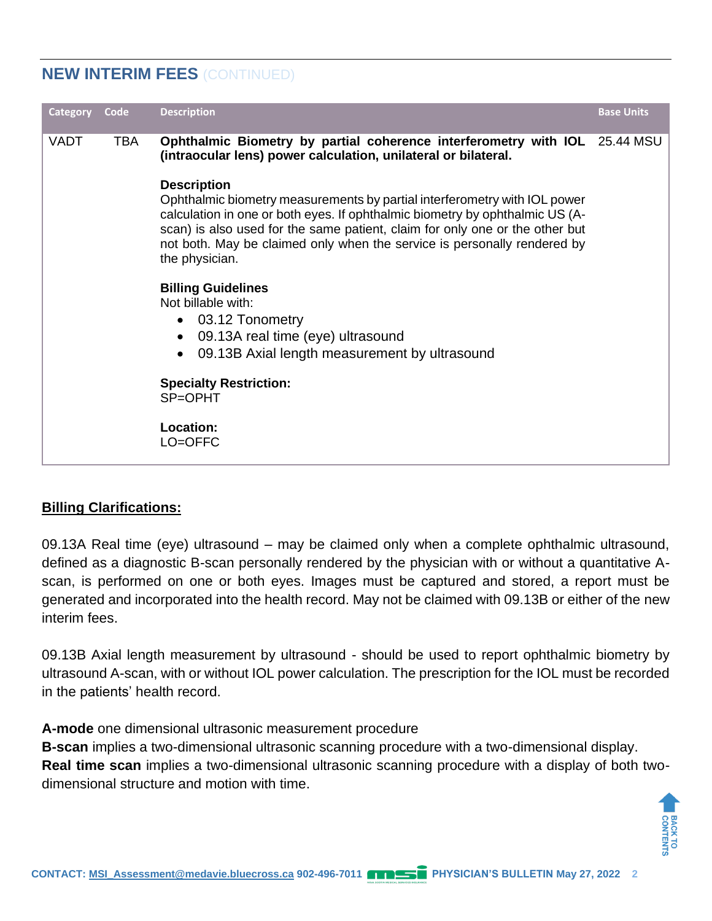## NEW INTERIM FEES (CONTINUED)

| Category | Code | Description | Base Units |
|---|---|---|---|
| VADT | TBA | **Ophthalmic Biometry by partial coherence interferometry with IOL (intraocular lens) power calculation, unilateral or bilateral.**<br><br>**Description**<br>Ophthalmic biometry measurements by partial interferometry with IOL power calculation in one or both eyes. If ophthalmic biometry by ophthalmic US (A-scan) is also used for the same patient, claim for only one or the other but not both. May be claimed only when the service is personally rendered by the physician.<br><br>**Billing Guidelines**<br>Not billable with:<br>• 03.12 Tonometry<br>• 09.13A real time (eye) ultrasound<br>• 09.13B Axial length measurement by ultrasound<br><br>**Specialty Restriction:**<br>SP=OPHT<br><br>**Location:**<br>LO=OFFC | 25.44 MSU |

**Billing Clarifications:**

09.13A Real time (eye) ultrasound – may be claimed only when a complete ophthalmic ultrasound, defined as a diagnostic B-scan personally rendered by the physician with or without a quantitative A-scan, is performed on one or both eyes. Images must be captured and stored, a report must be generated and incorporated into the health record. May not be claimed with 09.13B or either of the new interim fees.

09.13B Axial length measurement by ultrasound - should be used to report ophthalmic biometry by ultrasound A-scan, with or without IOL power calculation. The prescription for the IOL must be recorded in the patients' health record.

**A-mode** one dimensional ultrasonic measurement procedure
**B-scan** implies a two-dimensional ultrasonic scanning procedure with a two-dimensional display.
**Real time scan** implies a two-dimensional ultrasonic scanning procedure with a display of both two-dimensional structure and motion with time.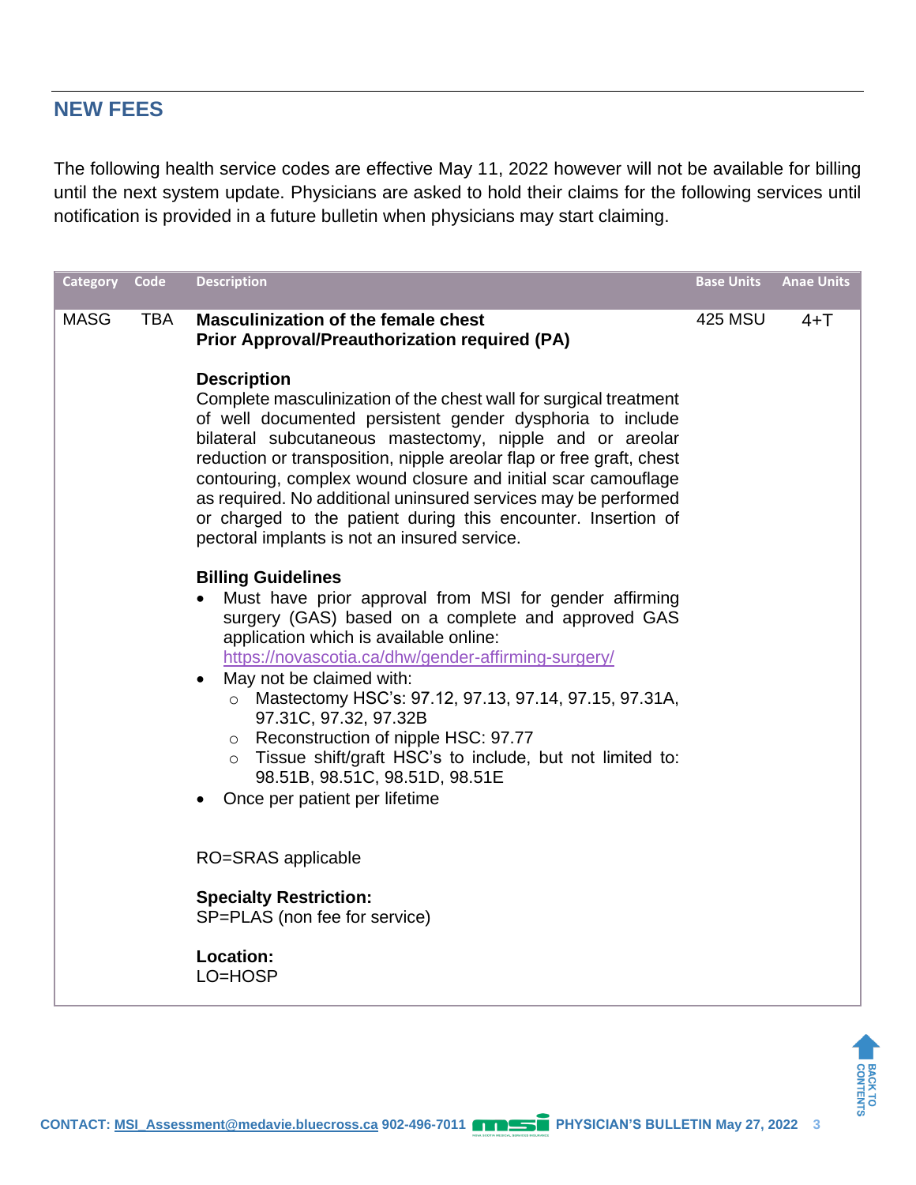## NEW FEES

The following health service codes are effective May 11, 2022 however will not be available for billing until the next system update. Physicians are asked to hold their claims for the following services until notification is provided in a future bulletin when physicians may start claiming.

| Category | Code | Description | Base Units | Anae Units |
|---|---|---|---|---|
| MASG | TBA | **Masculinization of the female chest**<br>**Prior Approval/Preauthorization required (PA)**<br><br>**Description**<br>Complete masculinization of the chest wall for surgical treatment of well documented persistent gender dysphoria to include bilateral subcutaneous mastectomy, nipple and or areolar reduction or transposition, nipple areolar flap or free graft, chest contouring, complex wound closure and initial scar camouflage as required. No additional uninsured services may be performed or charged to the patient during this encounter. Insertion of pectoral implants is not an insured service.<br><br>**Billing Guidelines**<br>• Must have prior approval from MSI for gender affirming surgery (GAS) based on a complete and approved GAS application which is available online: https://novascotia.ca/dhw/gender-affirming-surgery/<br>• May not be claimed with:<br>&nbsp;&nbsp;○ Mastectomy HSC's: 97.12, 97.13, 97.14, 97.15, 97.31A, 97.31C, 97.32, 97.32B<br>&nbsp;&nbsp;○ Reconstruction of nipple HSC: 97.77<br>&nbsp;&nbsp;○ Tissue shift/graft HSC's to include, but not limited to: 98.51B, 98.51C, 98.51D, 98.51E<br>• Once per patient per lifetime<br><br>RO=SRAS applicable<br><br>**Specialty Restriction:**<br>SP=PLAS (non fee for service)<br><br>**Location:**<br>LO=HOSP | 425 MSU | 4+T |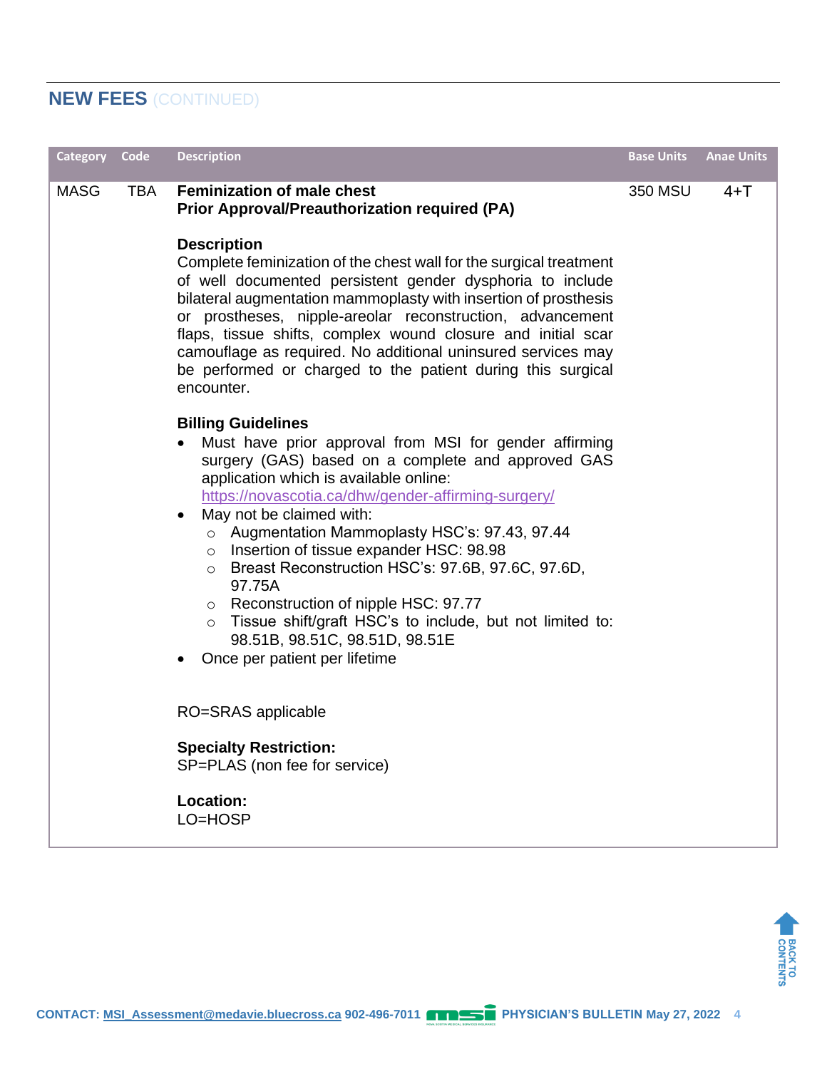## NEW FEES (CONTINUED)

| Category | Code | Description | Base Units | Anae Units |
|---|---|---|---|---|
| MASG | TBA | **Feminization of male chest**<br>**Prior Approval/Preauthorization required (PA)**<br><br>**Description**<br>Complete feminization of the chest wall for the surgical treatment of well documented persistent gender dysphoria to include bilateral augmentation mammoplasty with insertion of prosthesis or prostheses, nipple-areolar reconstruction, advancement flaps, tissue shifts, complex wound closure and initial scar camouflage as required. No additional uninsured services may be performed or charged to the patient during this surgical encounter.<br><br>**Billing Guidelines**<br>• Must have prior approval from MSI for gender affirming surgery (GAS) based on a complete and approved GAS application which is available online: https://novascotia.ca/dhw/gender-affirming-surgery/<br>• May not be claimed with:<br>&nbsp;&nbsp;○ Augmentation Mammoplasty HSC's: 97.43, 97.44<br>&nbsp;&nbsp;○ Insertion of tissue expander HSC: 98.98<br>&nbsp;&nbsp;○ Breast Reconstruction HSC's: 97.6B, 97.6C, 97.6D, 97.75A<br>&nbsp;&nbsp;○ Reconstruction of nipple HSC: 97.77<br>&nbsp;&nbsp;○ Tissue shift/graft HSC's to include, but not limited to: 98.51B, 98.51C, 98.51D, 98.51E<br>• Once per patient per lifetime<br><br>RO=SRAS applicable<br><br>**Specialty Restriction:**<br>SP=PLAS (non fee for service)<br><br>**Location:**<br>LO=HOSP | 350 MSU | 4+T |

CONTACT: MSI_Assessment@medavie.bluecross.ca 902-496-7011 PHYSICIAN'S BULLETIN May 27, 2022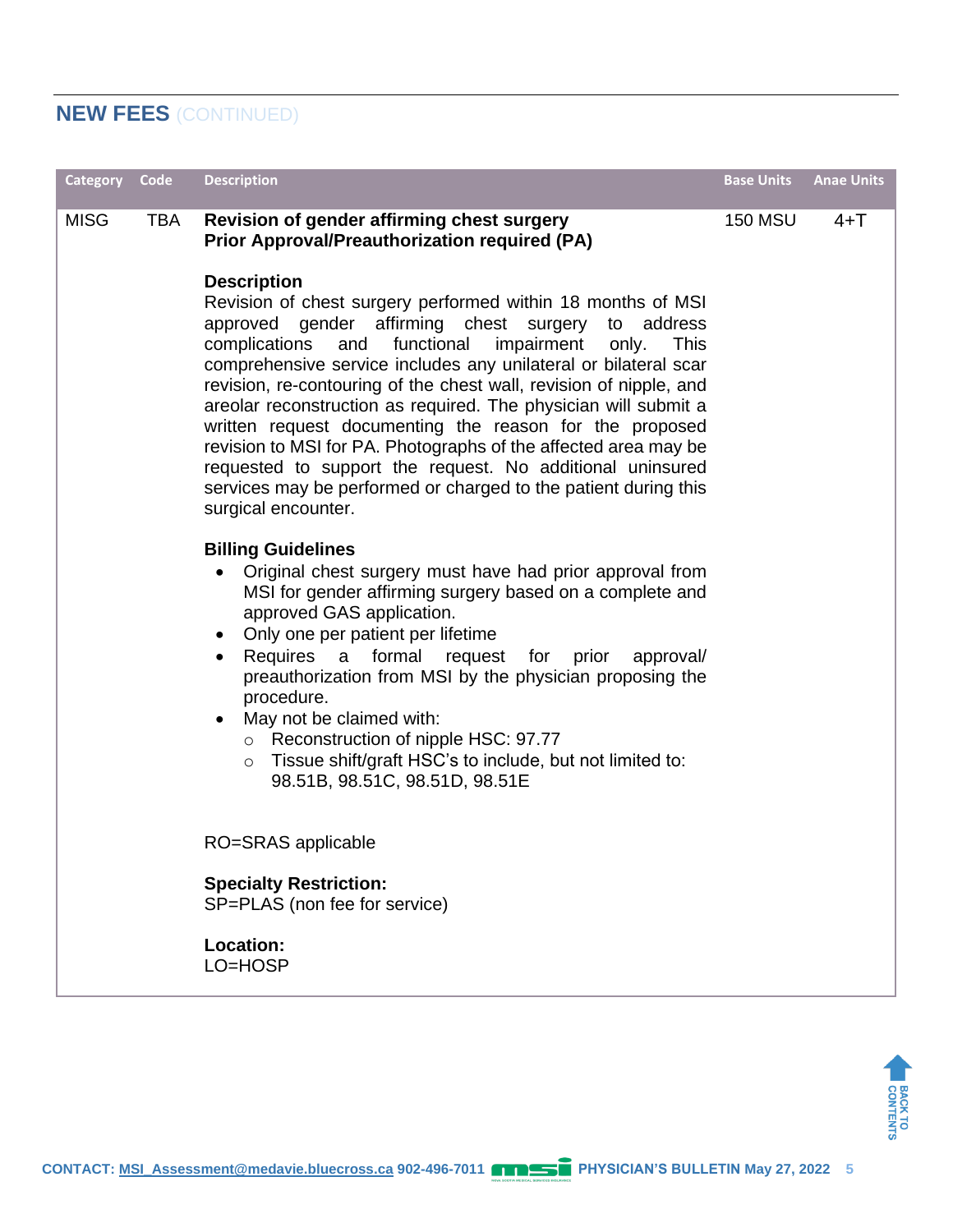## NEW FEES (CONTINUED)

| Category | Code | Description | Base Units | Anae Units |
|---|---|---|---|---|
| MISG | TBA | **Revision of gender affirming chest surgery**<br>**Prior Approval/Preauthorization required (PA)**<br><br>**Description**<br>Revision of chest surgery performed within 18 months of MSI approved gender affirming chest surgery to address complications and functional impairment only. This comprehensive service includes any unilateral or bilateral scar revision, re-contouring of the chest wall, revision of nipple, and areolar reconstruction as required. The physician will submit a written request documenting the reason for the proposed revision to MSI for PA. Photographs of the affected area may be requested to support the request. No additional uninsured services may be performed or charged to the patient during this surgical encounter.<br><br>**Billing Guidelines**<br>• Original chest surgery must have had prior approval from MSI for gender affirming surgery based on a complete and approved GAS application.<br>• Only one per patient per lifetime<br>• Requires a formal request for prior approval/ preauthorization from MSI by the physician proposing the procedure.<br>• May not be claimed with:<br>&nbsp;&nbsp;&nbsp;&nbsp;o Reconstruction of nipple HSC: 97.77<br>&nbsp;&nbsp;&nbsp;&nbsp;o Tissue shift/graft HSC's to include, but not limited to: 98.51B, 98.51C, 98.51D, 98.51E<br><br>RO=SRAS applicable<br><br>**Specialty Restriction:**<br>SP=PLAS (non fee for service)<br><br>**Location:**<br>LO=HOSP | 150 MSU | 4+T |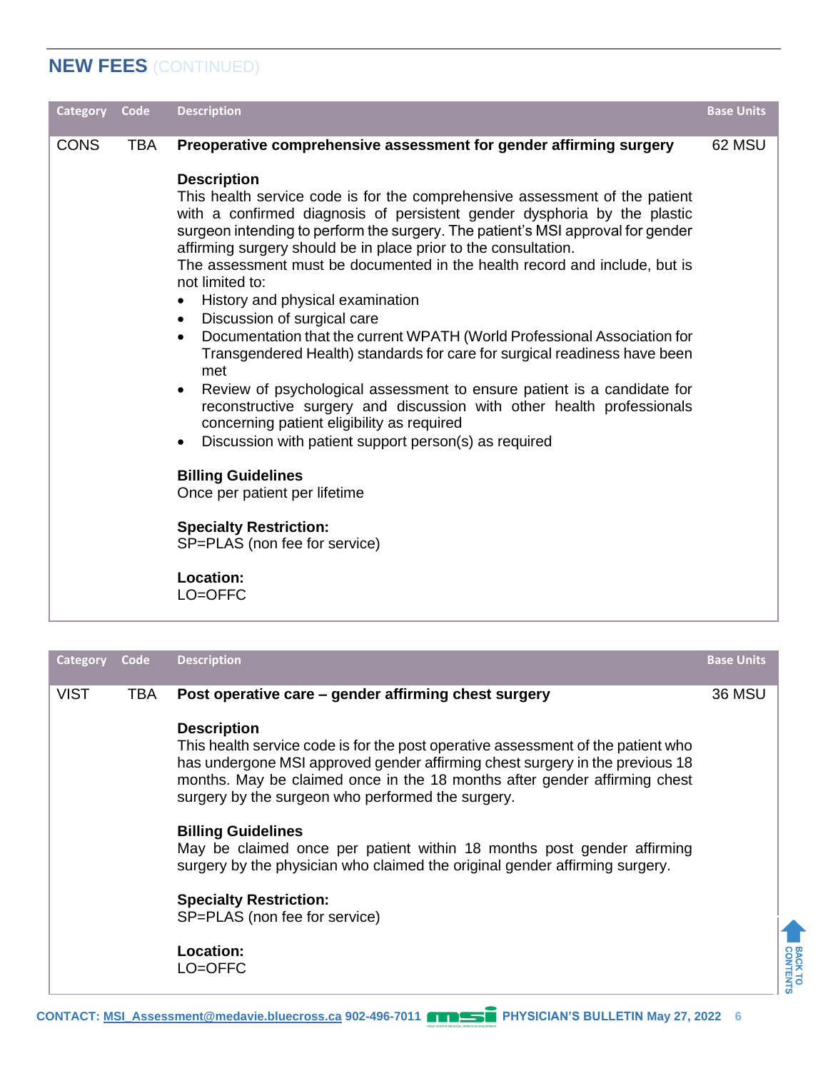## NEW FEES (CONTINUED)

| Category | Code | Description | Base Units |
|---|---|---|---|
| CONS | TBA | **Preoperative comprehensive assessment for gender affirming surgery** | 62 MSU |

**Description**

This health service code is for the comprehensive assessment of the patient with a confirmed diagnosis of persistent gender dysphoria by the plastic surgeon intending to perform the surgery. The patient's MSI approval for gender affirming surgery should be in place prior to the consultation.

The assessment must be documented in the health record and include, but is not limited to:

- History and physical examination
- Discussion of surgical care
- Documentation that the current WPATH (World Professional Association for Transgendered Health) standards for care for surgical readiness have been met
- Review of psychological assessment to ensure patient is a candidate for reconstructive surgery and discussion with other health professionals concerning patient eligibility as required
- Discussion with patient support person(s) as required

**Billing Guidelines**

Once per patient per lifetime

**Specialty Restriction:**

SP=PLAS (non fee for service)

**Location:**

LO=OFFC

| Category | Code | Description | Base Units |
|---|---|---|---|
| VIST | TBA | **Post operative care – gender affirming chest surgery** | 36 MSU |

**Description**

This health service code is for the post operative assessment of the patient who has undergone MSI approved gender affirming chest surgery in the previous 18 months. May be claimed once in the 18 months after gender affirming chest surgery by the surgeon who performed the surgery.

**Billing Guidelines**

May be claimed once per patient within 18 months post gender affirming surgery by the physician who claimed the original gender affirming surgery.

**Specialty Restriction:**

SP=PLAS (non fee for service)

**Location:**

LO=OFFC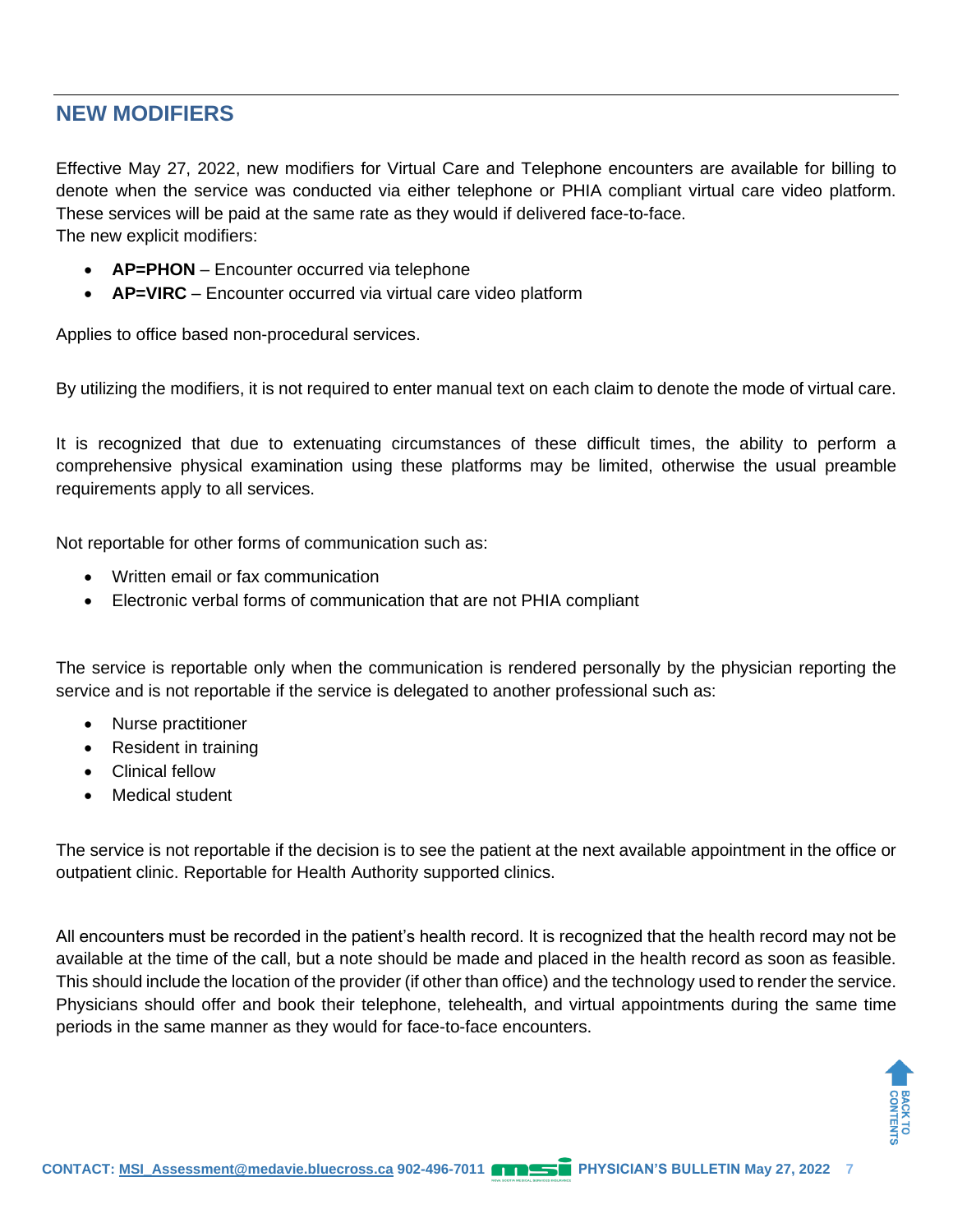## NEW MODIFIERS

Effective May 27, 2022, new modifiers for Virtual Care and Telephone encounters are available for billing to denote when the service was conducted via either telephone or PHIA compliant virtual care video platform. These services will be paid at the same rate as they would if delivered face-to-face.
The new explicit modifiers:

- **AP=PHON** – Encounter occurred via telephone
- **AP=VIRC** – Encounter occurred via virtual care video platform

Applies to office based non-procedural services.

By utilizing the modifiers, it is not required to enter manual text on each claim to denote the mode of virtual care.

It is recognized that due to extenuating circumstances of these difficult times, the ability to perform a comprehensive physical examination using these platforms may be limited, otherwise the usual preamble requirements apply to all services.

Not reportable for other forms of communication such as:

- Written email or fax communication
- Electronic verbal forms of communication that are not PHIA compliant

The service is reportable only when the communication is rendered personally by the physician reporting the service and is not reportable if the service is delegated to another professional such as:

- Nurse practitioner
- Resident in training
- Clinical fellow
- Medical student

The service is not reportable if the decision is to see the patient at the next available appointment in the office or outpatient clinic. Reportable for Health Authority supported clinics.

All encounters must be recorded in the patient's health record. It is recognized that the health record may not be available at the time of the call, but a note should be made and placed in the health record as soon as feasible. This should include the location of the provider (if other than office) and the technology used to render the service. Physicians should offer and book their telephone, telehealth, and virtual appointments during the same time periods in the same manner as they would for face-to-face encounters.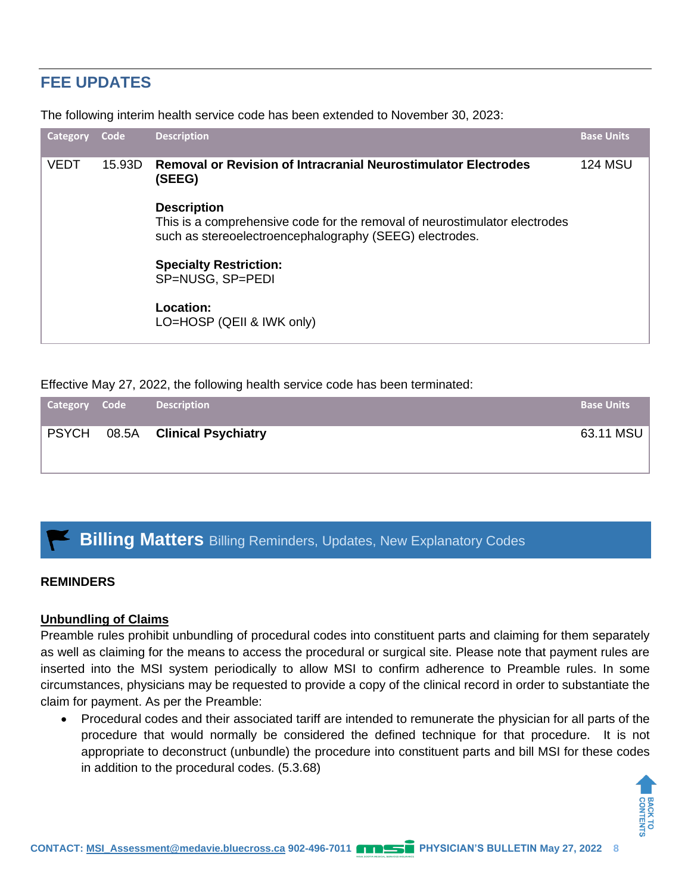## FEE UPDATES

The following interim health service code has been extended to November 30, 2023:

| Category | Code | Description | Base Units |
|---|---|---|---|
| VEDT | 15.93D | **Removal or Revision of Intracranial Neurostimulator Electrodes (SEEG)**<br><br>**Description**<br>This is a comprehensive code for the removal of neurostimulator electrodes such as stereoelectroencephalography (SEEG) electrodes.<br><br>**Specialty Restriction:**<br>SP=NUSG, SP=PEDI<br><br>**Location:**<br>LO=HOSP (QEII & IWK only) | 124 MSU |

Effective May 27, 2022, the following health service code has been terminated:

| Category | Code | Description | Base Units |
|---|---|---|---|
| PSYCH | 08.5A | **Clinical Psychiatry** | 63.11 MSU |

## Billing Matters Billing Reminders, Updates, New Explanatory Codes

**REMINDERS**

**Unbundling of Claims**

Preamble rules prohibit unbundling of procedural codes into constituent parts and claiming for them separately as well as claiming for the means to access the procedural or surgical site. Please note that payment rules are inserted into the MSI system periodically to allow MSI to confirm adherence to Preamble rules. In some circumstances, physicians may be requested to provide a copy of the clinical record in order to substantiate the claim for payment. As per the Preamble:

- Procedural codes and their associated tariff are intended to remunerate the physician for all parts of the procedure that would normally be considered the defined technique for that procedure. It is not appropriate to deconstruct (unbundle) the procedure into constituent parts and bill MSI for these codes in addition to the procedural codes. (5.3.68)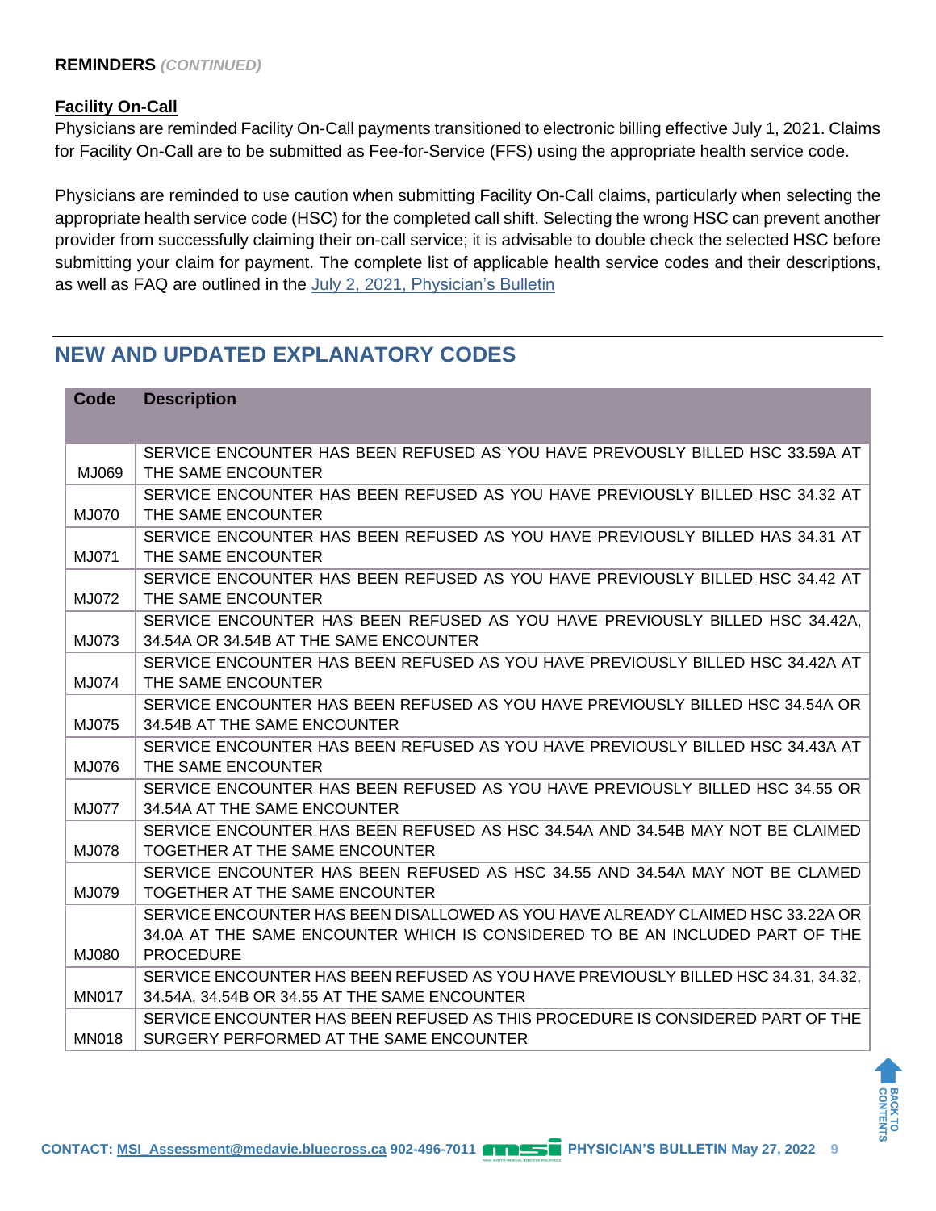**REMINDERS** *(CONTINUED)*

**Facility On-Call**

Physicians are reminded Facility On-Call payments transitioned to electronic billing effective July 1, 2021. Claims for Facility On-Call are to be submitted as Fee-for-Service (FFS) using the appropriate health service code.

Physicians are reminded to use caution when submitting Facility On-Call claims, particularly when selecting the appropriate health service code (HSC) for the completed call shift. Selecting the wrong HSC can prevent another provider from successfully claiming their on-call service; it is advisable to double check the selected HSC before submitting your claim for payment. The complete list of applicable health service codes and their descriptions, as well as FAQ are outlined in the July 2, 2021, Physician's Bulletin

## NEW AND UPDATED EXPLANATORY CODES

| Code | Description |
|---|---|
| MJ069 | SERVICE ENCOUNTER HAS BEEN REFUSED AS YOU HAVE PREVOUSLY BILLED HSC 33.59A AT THE SAME ENCOUNTER |
| MJ070 | SERVICE ENCOUNTER HAS BEEN REFUSED AS YOU HAVE PREVIOUSLY BILLED HSC 34.32 AT THE SAME ENCOUNTER |
| MJ071 | SERVICE ENCOUNTER HAS BEEN REFUSED AS YOU HAVE PREVIOUSLY BILLED HAS 34.31 AT THE SAME ENCOUNTER |
| MJ072 | SERVICE ENCOUNTER HAS BEEN REFUSED AS YOU HAVE PREVIOUSLY BILLED HSC 34.42 AT THE SAME ENCOUNTER |
| MJ073 | SERVICE ENCOUNTER HAS BEEN REFUSED AS YOU HAVE PREVIOUSLY BILLED HSC 34.42A, 34.54A OR 34.54B AT THE SAME ENCOUNTER |
| MJ074 | SERVICE ENCOUNTER HAS BEEN REFUSED AS YOU HAVE PREVIOUSLY BILLED HSC 34.42A AT THE SAME ENCOUNTER |
| MJ075 | SERVICE ENCOUNTER HAS BEEN REFUSED AS YOU HAVE PREVIOUSLY BILLED HSC 34.54A OR 34.54B AT THE SAME ENCOUNTER |
| MJ076 | SERVICE ENCOUNTER HAS BEEN REFUSED AS YOU HAVE PREVIOUSLY BILLED HSC 34.43A AT THE SAME ENCOUNTER |
| MJ077 | SERVICE ENCOUNTER HAS BEEN REFUSED AS YOU HAVE PREVIOUSLY BILLED HSC 34.55 OR 34.54A AT THE SAME ENCOUNTER |
| MJ078 | SERVICE ENCOUNTER HAS BEEN REFUSED AS HSC 34.54A AND 34.54B MAY NOT BE CLAIMED TOGETHER AT THE SAME ENCOUNTER |
| MJ079 | SERVICE ENCOUNTER HAS BEEN REFUSED AS HSC 34.55 AND 34.54A MAY NOT BE CLAMED TOGETHER AT THE SAME ENCOUNTER |
| MJ080 | SERVICE ENCOUNTER HAS BEEN DISALLOWED AS YOU HAVE ALREADY CLAIMED HSC 33.22A OR 34.0A AT THE SAME ENCOUNTER WHICH IS CONSIDERED TO BE AN INCLUDED PART OF THE PROCEDURE |
| MN017 | SERVICE ENCOUNTER HAS BEEN REFUSED AS YOU HAVE PREVIOUSLY BILLED HSC 34.31, 34.32, 34.54A, 34.54B OR 34.55 AT THE SAME ENCOUNTER |
| MN018 | SERVICE ENCOUNTER HAS BEEN REFUSED AS THIS PROCEDURE IS CONSIDERED PART OF THE SURGERY PERFORMED AT THE SAME ENCOUNTER |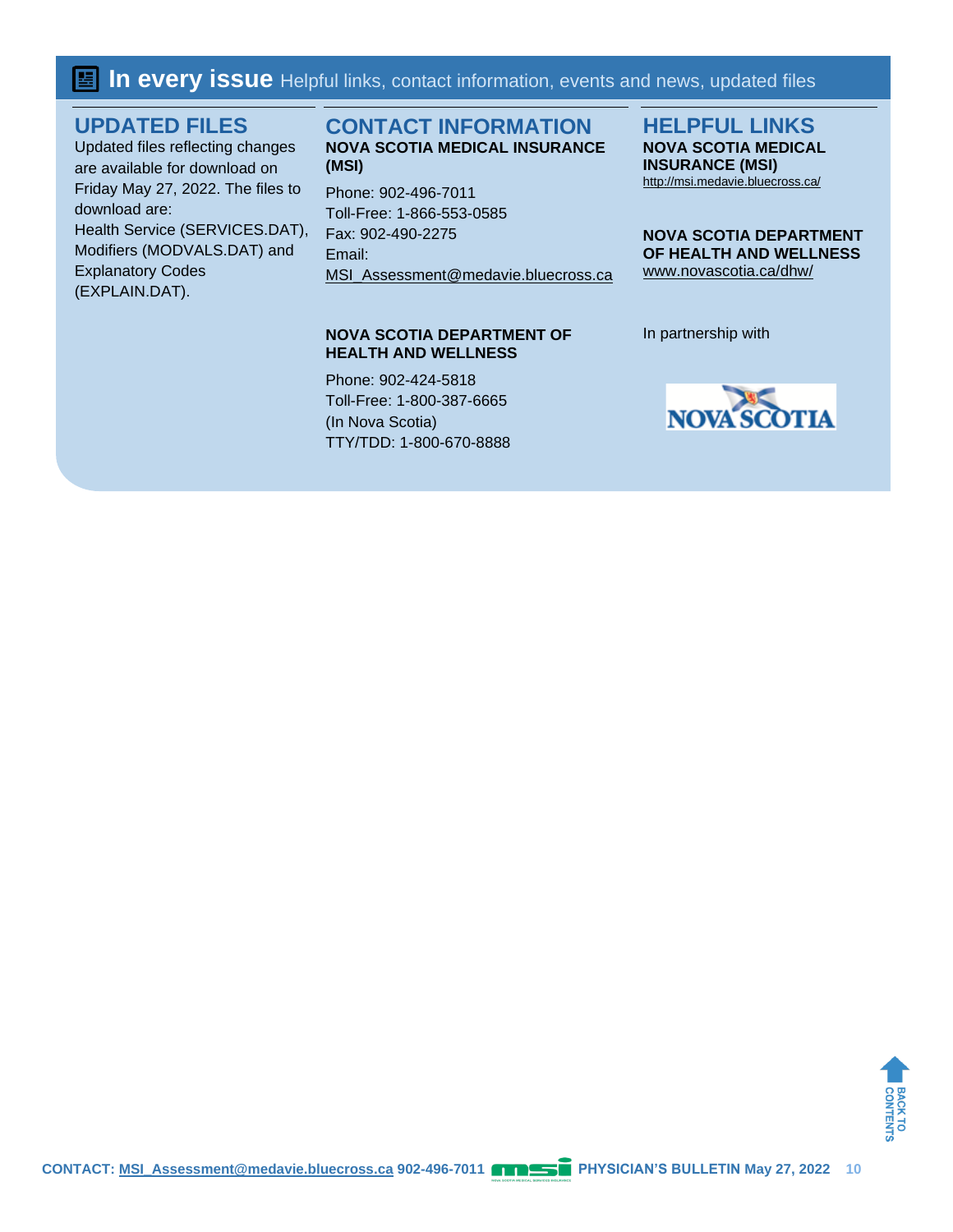# In every issue Helpful links, contact information, events and news, updated files

## UPDATED FILES

Updated files reflecting changes are available for download on Friday May 27, 2022. The files to download are:
Health Service (SERVICES.DAT), Modifiers (MODVALS.DAT) and Explanatory Codes (EXPLAIN.DAT).

## CONTACT INFORMATION

**NOVA SCOTIA MEDICAL INSURANCE (MSI)**

Phone: 902-496-7011
Toll-Free: 1-866-553-0585
Fax: 902-490-2275
Email:
MSI_Assessment@medavie.bluecross.ca

**NOVA SCOTIA DEPARTMENT OF HEALTH AND WELLNESS**

Phone: 902-424-5818
Toll-Free: 1-800-387-6665
(In Nova Scotia)
TTY/TDD: 1-800-670-8888

## HELPFUL LINKS

**NOVA SCOTIA MEDICAL INSURANCE (MSI)**
http://msi.medavie.bluecross.ca/

**NOVA SCOTIA DEPARTMENT OF HEALTH AND WELLNESS**
www.novascotia.ca/dhw/

In partnership with

NOVA SCOTIA